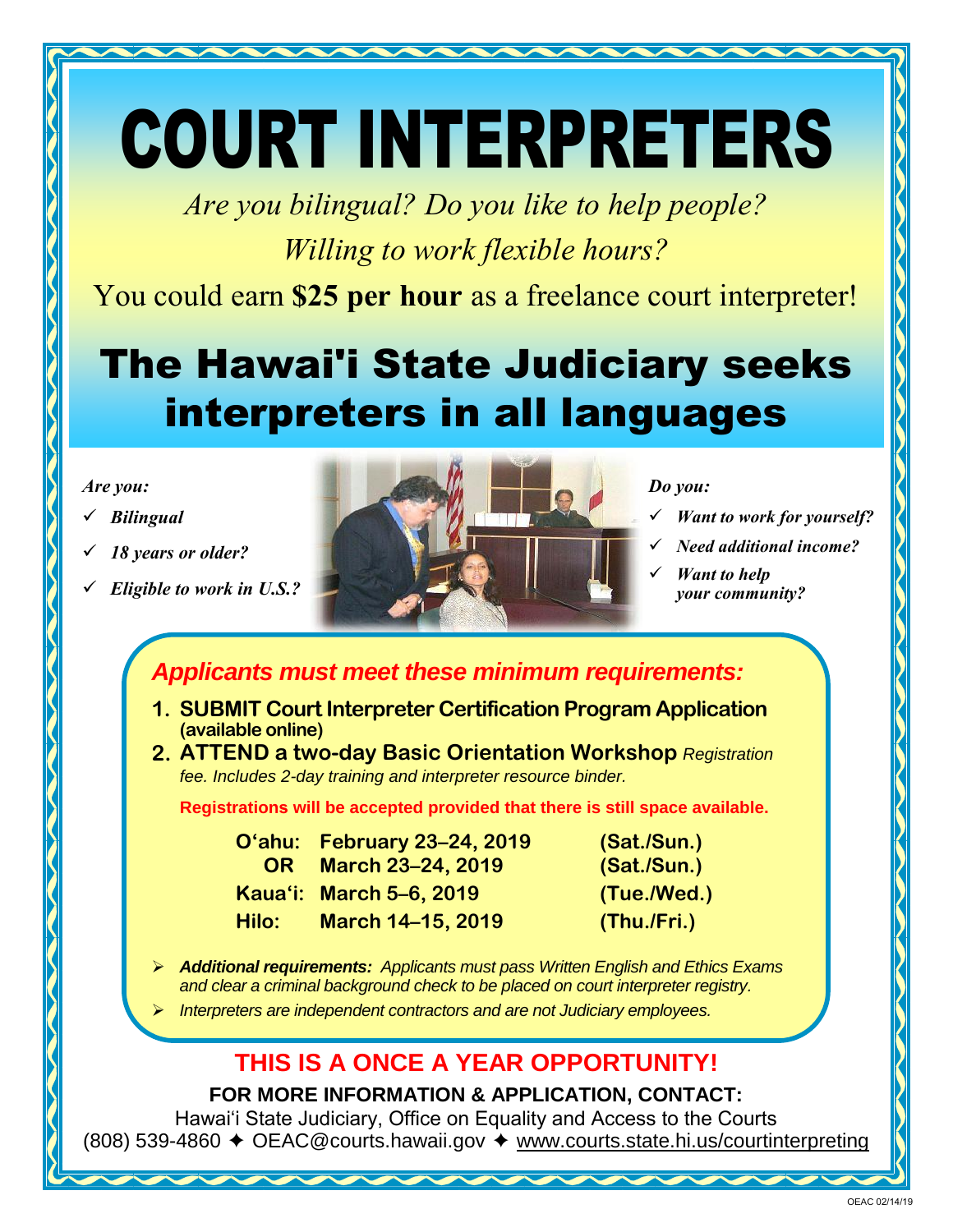# COURT INTERPRETERS

*Are you bilingual? Do you like to help people?*
*Willing to work flexible hours?*

You could earn **$25 per hour** as a freelance court interpreter!

## The Hawai'i State Judiciary seeks interpreters in all languages

***Are you:***

- ***Bilingual***
- ***18 years or older?***
- ***Eligible to work in U.S.?***

***Do you:***

- ***Want to work for yourself?***
- ***Need additional income?***
- ***Want to help your community?***

### *Applicants must meet these minimum requirements:*

1. **SUBMIT Court Interpreter Certification Program Application (available online)**
2. **ATTEND a two-day Basic Orientation Workshop** *Registration fee. Includes 2-day training and interpreter resource binder.*

**Registrations will be accepted provided that there is still space available.**

| | | |
|---|---|---|
| **O'ahu:** | **February 23–24, 2019** | **(Sat./Sun.)** |
| **OR** | **March 23–24, 2019** | **(Sat./Sun.)** |
| **Kaua'i:** | **March 5–6, 2019** | **(Tue./Wed.)** |
| **Hilo:** | **March 14–15, 2019** | **(Thu./Fri.)** |

- ***Additional requirements:*** *Applicants must pass Written English and Ethics Exams and clear a criminal background check to be placed on court interpreter registry.*
- *Interpreters are independent contractors and are not Judiciary employees.*

## THIS IS A ONCE A YEAR OPPORTUNITY!

**FOR MORE INFORMATION & APPLICATION, CONTACT:**

Hawai'i State Judiciary, Office on Equality and Access to the Courts
(808) 539-4860 ✦ OEAC@courts.hawaii.gov ✦ www.courts.state.hi.us/courtinterpreting

OEAC 02/14/19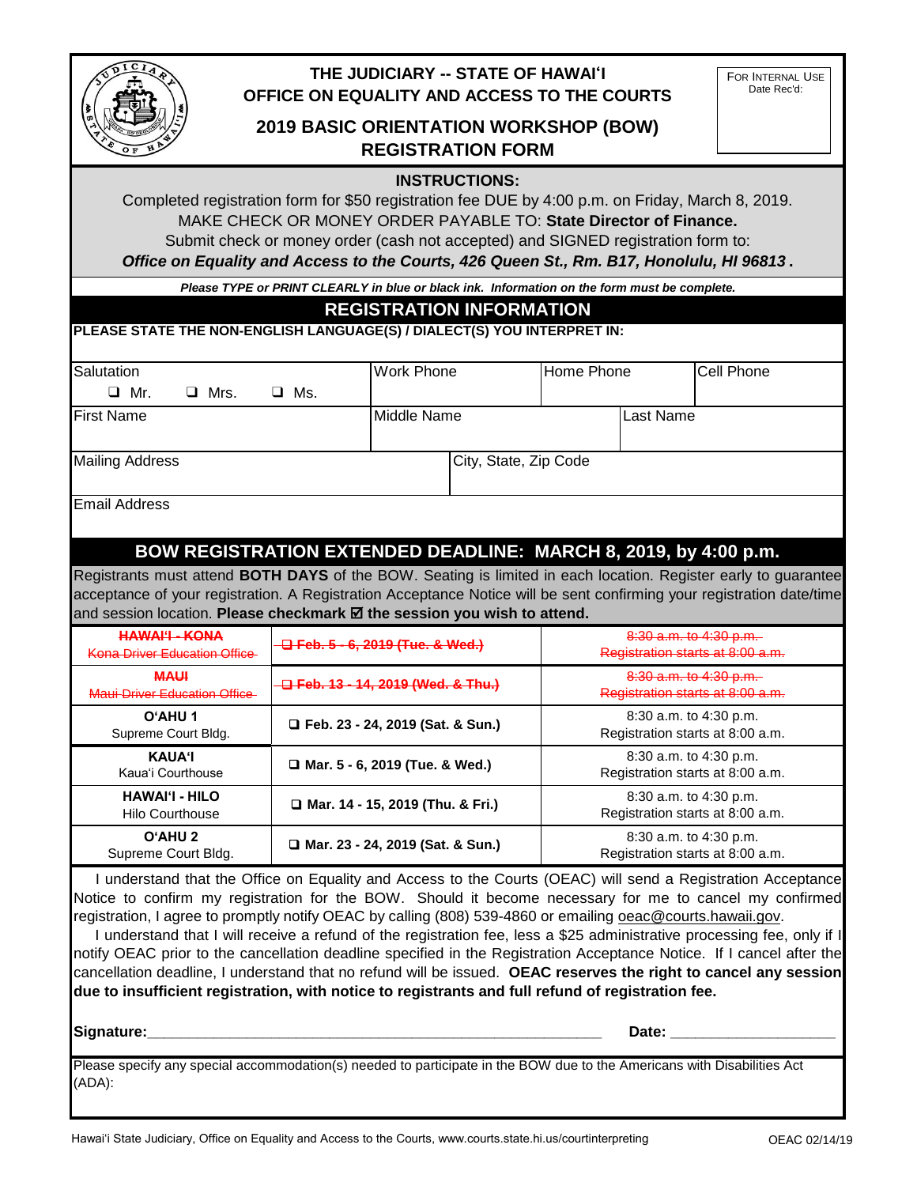# THE JUDICIARY -- STATE OF HAWAIʻI
## OFFICE ON EQUALITY AND ACCESS TO THE COURTS
## 2019 BASIC ORIENTATION WORKSHOP (BOW) REGISTRATION FORM

FOR INTERNAL USE
Date Rec'd:

**INSTRUCTIONS:**

Completed registration form for $50 registration fee DUE by 4:00 p.m. on Friday, March 8, 2019.
MAKE CHECK OR MONEY ORDER PAYABLE TO: **State Director of Finance.**
Submit check or money order (cash not accepted) and SIGNED registration form to:
***Office on Equality and Access to the Courts, 426 Queen St., Rm. B17, Honolulu, HI 96813 .***

***Please TYPE or PRINT CLEARLY in blue or black ink. Information on the form must be complete.***

## REGISTRATION INFORMATION

**PLEASE STATE THE NON-ENGLISH LANGUAGE(S) / DIALECT(S) YOU INTERPRET IN:**

| | | | |
|---|---|---|---|
| Salutation<br>❑ Mr. ❑ Mrs. ❑ Ms. | Work Phone | Home Phone | Cell Phone |
| First Name | Middle Name | Last Name | |
| Mailing Address | City, State, Zip Code | | |
| Email Address | | | |

## BOW REGISTRATION EXTENDED DEADLINE: MARCH 8, 2019, by 4:00 p.m.

Registrants must attend **BOTH DAYS** of the BOW. Seating is limited in each location. Register early to guarantee acceptance of your registration. A Registration Acceptance Notice will be sent confirming your registration date/time and session location. **Please checkmark ☑ the session you wish to attend.**

| | | |
|---|---|---|
| ~~**HAWAIʻI - KONA**~~<br>~~Kona Driver Education Office~~ | ~~❑ **Feb. 5 - 6, 2019 (Tue. & Wed.)**~~ | ~~8:30 a.m. to 4:30 p.m.~~<br>~~Registration starts at 8:00 a.m.~~ |
| ~~**MAUI**~~<br>~~Maui Driver Education Office~~ | ~~❑ **Feb. 13 - 14, 2019 (Wed. & Thu.)**~~ | ~~8:30 a.m. to 4:30 p.m.~~<br>~~Registration starts at 8:00 a.m.~~ |
| **OʻAHU 1**<br>Supreme Court Bldg. | ❑ **Feb. 23 - 24, 2019 (Sat. & Sun.)** | 8:30 a.m. to 4:30 p.m.<br>Registration starts at 8:00 a.m. |
| **KAUAʻI**<br>Kauaʻi Courthouse | ❑ **Mar. 5 - 6, 2019 (Tue. & Wed.)** | 8:30 a.m. to 4:30 p.m.<br>Registration starts at 8:00 a.m. |
| **HAWAIʻI - HILO**<br>Hilo Courthouse | ❑ **Mar. 14 - 15, 2019 (Thu. & Fri.)** | 8:30 a.m. to 4:30 p.m.<br>Registration starts at 8:00 a.m. |
| **OʻAHU 2**<br>Supreme Court Bldg. | ❑ **Mar. 23 - 24, 2019 (Sat. & Sun.)** | 8:30 a.m. to 4:30 p.m.<br>Registration starts at 8:00 a.m. |

I understand that the Office on Equality and Access to the Courts (OEAC) will send a Registration Acceptance Notice to confirm my registration for the BOW. Should it become necessary for me to cancel my confirmed registration, I agree to promptly notify OEAC by calling (808) 539-4860 or emailing oeac@courts.hawaii.gov.

I understand that I will receive a refund of the registration fee, less a $25 administrative processing fee, only if I notify OEAC prior to the cancellation deadline specified in the Registration Acceptance Notice. If I cancel after the cancellation deadline, I understand that no refund will be issued. **OEAC reserves the right to cancel any session due to insufficient registration, with notice to registrants and full refund of registration fee.**

**Signature:**\_\_\_\_\_\_\_\_\_\_\_\_\_\_\_\_\_\_\_\_\_\_\_\_\_\_\_\_\_\_\_\_\_\_\_\_\_\_\_\_\_\_\_\_\_\_\_\_ **Date:** \_\_\_\_\_\_\_\_\_\_\_\_\_\_\_\_\_\_

Please specify any special accommodation(s) needed to participate in the BOW due to the Americans with Disabilities Act (ADA):

Hawaiʻi State Judiciary, Office on Equality and Access to the Courts, www.courts.state.hi.us/courtinterpreting OEAC 02/14/19